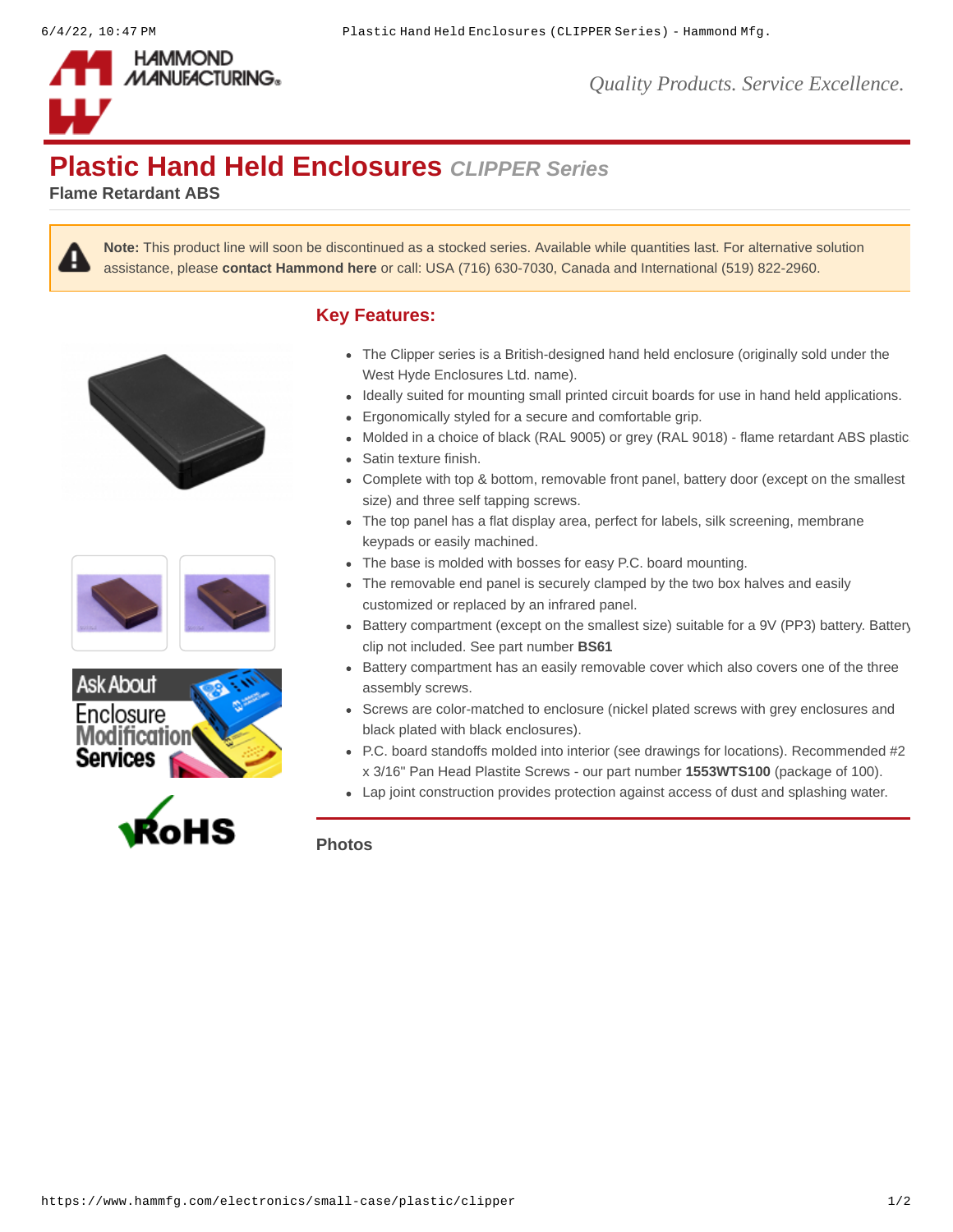# Plastic Hand Held Enclosures *CLIPPER Series*

**Flame Retardant ABS**

**Note:** This product line will soon be discontinued as a stocked series. Available while quantities last. For alternative solution assistance, please **contact Hammond here** or call: USA (716) 630-7030, Canada and International (519) 822-2960.

## Key Features:

- The Clipper series is a British-designed hand held enclosure (originally sold under the West Hyde Enclosures Ltd. name).
- Ideally suited for mounting small printed circuit boards for use in hand held applications.
- Ergonomically styled for a secure and comfortable grip.
- Molded in a choice of black (RAL 9005) or grey (RAL 9018) - flame retardant ABS plastic.
- Satin texture finish.
- Complete with top & bottom, removable front panel, battery door (except on the smallest size) and three self tapping screws.
- The top panel has a flat display area, perfect for labels, silk screening, membrane keypads or easily machined.
- The base is molded with bosses for easy P.C. board mounting.
- The removable end panel is securely clamped by the two box halves and easily customized or replaced by an infrared panel.
- Battery compartment (except on the smallest size) suitable for a 9V (PP3) battery. Battery clip not included. See part number **BS61**
- Battery compartment has an easily removable cover which also covers one of the three assembly screws.
- Screws are color-matched to enclosure (nickel plated screws with grey enclosures and black plated with black enclosures).
- P.C. board standoffs molded into interior (see drawings for locations). Recommended #2 x 3/16" Pan Head Plastite Screws - our part number **1553WTS100** (package of 100).
- Lap joint construction provides protection against access of dust and splashing water.

Ask About Enclosure Modification Services

RoHS

### Photos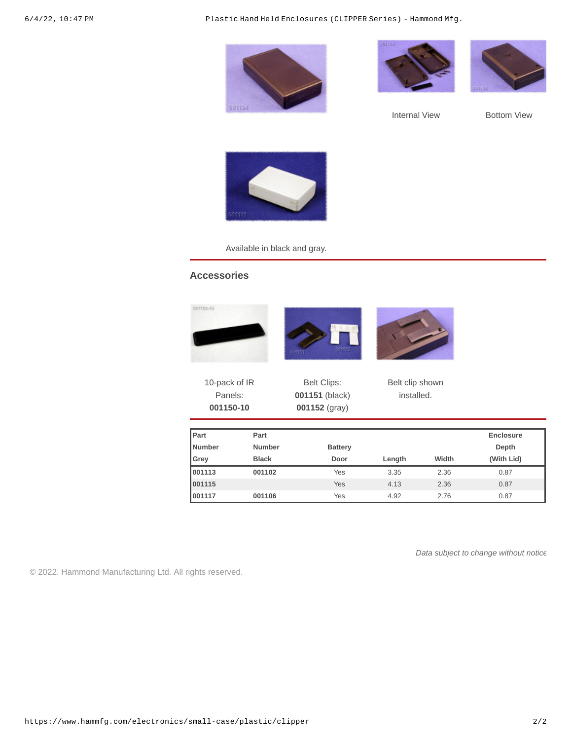Internal View

Bottom View

Available in black and gray.

## Accessories

10-pack of IR Panels: **001150-10**

Belt Clips: **001151** (black) **001152** (gray)

Belt clip shown installed.

| Part Number Grey | Part Number Black | Battery Door | Length | Width | Enclosure Depth (With Lid) |
|---|---|---|---|---|---|
| **001113** | **001102** | Yes | 3.35 | 2.36 | 0.87 |
| **001115** | | Yes | 4.13 | 2.36 | 0.87 |
| **001117** | **001106** | Yes | 4.92 | 2.76 | 0.87 |

*Data subject to change without notice*

© 2022. Hammond Manufacturing Ltd. All rights reserved.